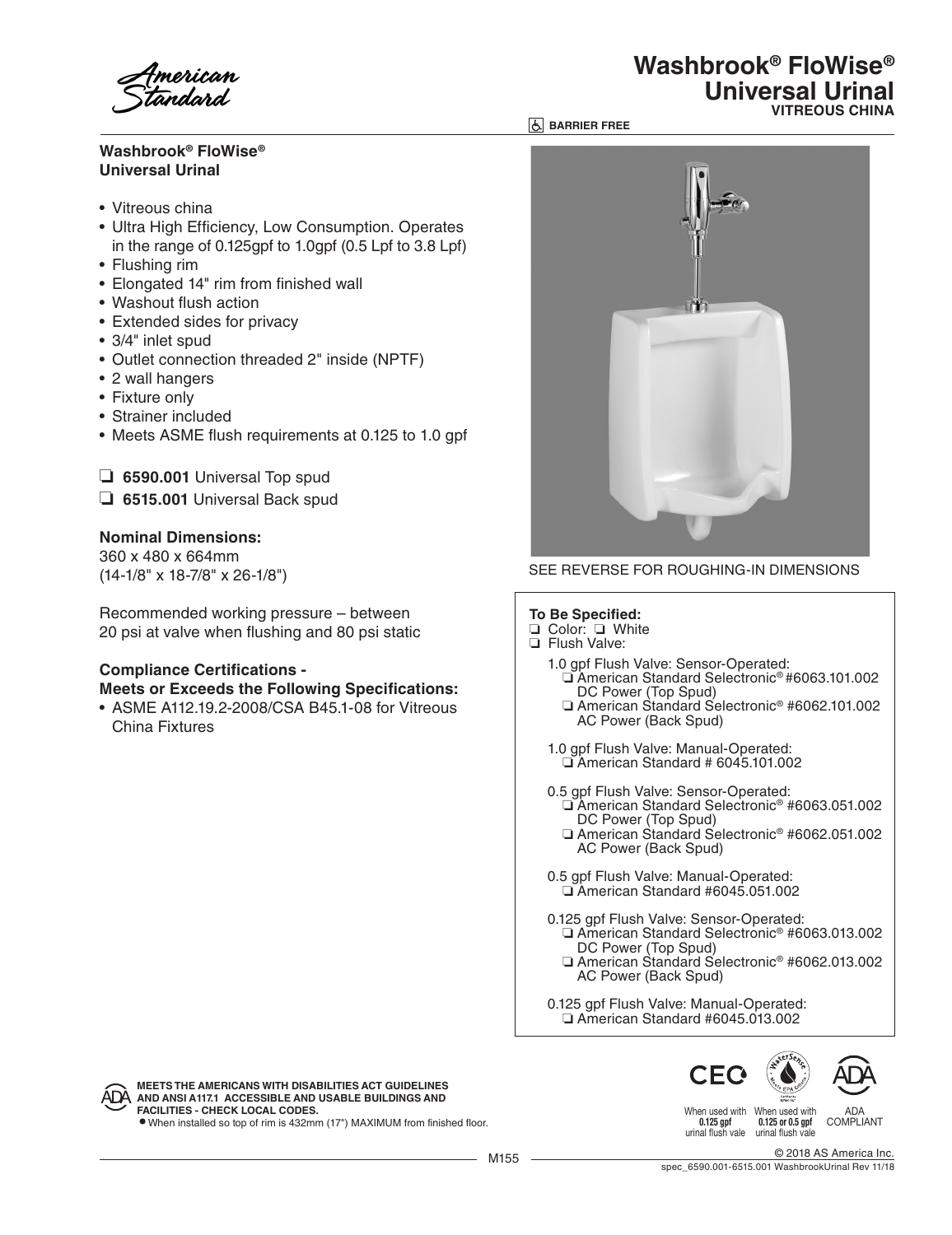American Standard

# Washbrook® FloWise® Universal Urinal

VITREOUS CHINA

BARRIER FREE

## Washbrook® FloWise® Universal Urinal

- Vitreous china
- Ultra High Efficiency, Low Consumption. Operates in the range of 0.125gpf to 1.0gpf (0.5 Lpf to 3.8 Lpf)
- Flushing rim
- Elongated 14" rim from finished wall
- Washout flush action
- Extended sides for privacy
- 3/4" inlet spud
- Outlet connection threaded 2" inside (NPTF)
- 2 wall hangers
- Fixture only
- Strainer included
- Meets ASME flush requirements at 0.125 to 1.0 gpf

❑ **6590.001** Universal Top spud

❑ **6515.001** Universal Back spud

**Nominal Dimensions:**
360 x 480 x 664mm
(14-1/8" x 18-7/8" x 26-1/8")

Recommended working pressure – between 20 psi at valve when flushing and 80 psi static

**Compliance Certifications - Meets or Exceeds the Following Specifications:**

- ASME A112.19.2-2008/CSA B45.1-08 for Vitreous China Fixtures

SEE REVERSE FOR ROUGHING-IN DIMENSIONS

**To Be Specified:**

❑ Color: ❑ White

❑ Flush Valve:

1.0 gpf Flush Valve: Sensor-Operated:
- ❑ American Standard Selectronic® #6063.101.002 DC Power (Top Spud)
- ❑ American Standard Selectronic® #6062.101.002 AC Power (Back Spud)

1.0 gpf Flush Valve: Manual-Operated:
- ❑ American Standard # 6045.101.002

0.5 gpf Flush Valve: Sensor-Operated:
- ❑ American Standard Selectronic® #6063.051.002 DC Power (Top Spud)
- ❑ American Standard Selectronic® #6062.051.002 AC Power (Back Spud)

0.5 gpf Flush Valve: Manual-Operated:
- ❑ American Standard #6045.051.002

0.125 gpf Flush Valve: Sensor-Operated:
- ❑ American Standard Selectronic® #6063.013.002 DC Power (Top Spud)
- ❑ American Standard Selectronic® #6062.013.002 AC Power (Back Spud)

0.125 gpf Flush Valve: Manual-Operated:
- ❑ American Standard #6045.013.002

**MEETS THE AMERICANS WITH DISABILITIES ACT GUIDELINES AND ANSI A117.1 ACCESSIBLE AND USABLE BUILDINGS AND FACILITIES - CHECK LOCAL CODES.**

● When installed so top of rim is 432mm (17") MAXIMUM from finished floor.

CEC: When used with **0.125 gpf** urinal flush vale

WaterSense: When used with **0.125 or 0.5 gpf** urinal flush vale

ADA COMPLIANT

© 2018 AS America Inc.

spec_6590.001-6515.001 WashbrookUrinal Rev 11/18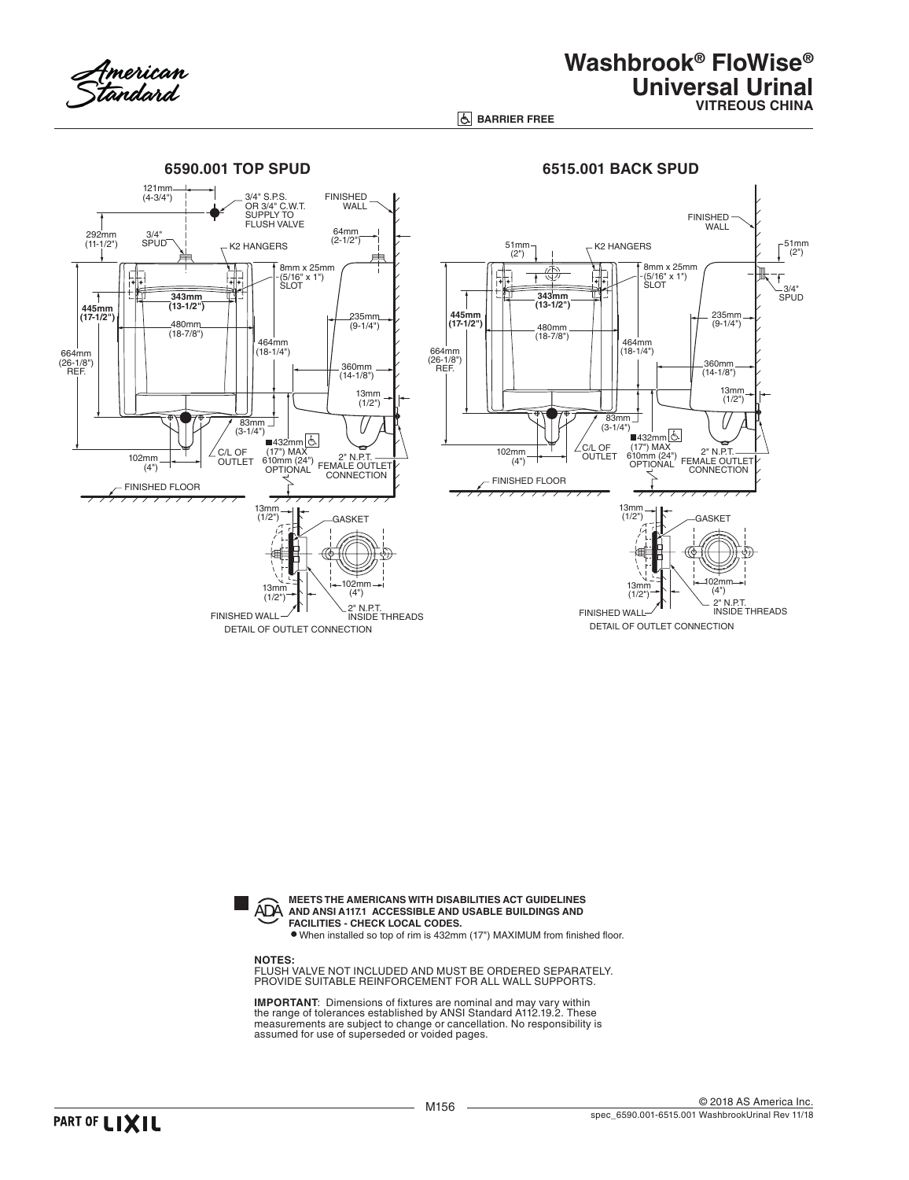# Washbrook® FloWise® Universal Urinal

**VITREOUS CHINA**

**BARRIER FREE**

## 6590.001 TOP SPUD

121mm (4-3/4")
3/4" S.P.S. OR 3/4" C.W.T. SUPPLY TO FLUSH VALVE
FINISHED WALL
292mm (11-1/2")
3/4" SPUD
64mm (2-1/2")
K2 HANGERS
8mm x 25mm (5/16" x 1") SLOT
343mm (13-1/2")
445mm (17-1/2")
480mm (18-7/8")
235mm (9-1/4")
464mm (18-1/4")
664mm (26-1/8") REF.
360mm (14-1/8")
13mm (1/2")
83mm (3-1/4")
432mm (17") MAX
610mm (24") OPTIONAL
102mm (4")
C/L OF OUTLET
2" N.P.T. FEMALE OUTLET CONNECTION
FINISHED FLOOR
13mm (1/2")
GASKET
13mm (1/2")
102mm (4")
2" N.P.T. INSIDE THREADS
FINISHED WALL
DETAIL OF OUTLET CONNECTION

## 6515.001 BACK SPUD

FINISHED WALL
51mm (2")
K2 HANGERS
51mm (2")
8mm x 25mm (5/16" x 1") SLOT
3/4" SPUD
343mm (13-1/2")
445mm (17-1/2")
480mm (18-7/8")
235mm (9-1/4")
464mm (18-1/4")
664mm (26-1/8") REF.
360mm (14-1/8")
13mm (1/2")
83mm (3-1/4")
432mm (17") MAX
610mm (24") OPTIONAL
102mm (4")
C/L OF OUTLET
2" N.P.T. FEMALE OUTLET CONNECTION
FINISHED FLOOR
13mm (1/2")
GASKET
13mm (1/2")
102mm (4")
2" N.P.T. INSIDE THREADS
FINISHED WALL
DETAIL OF OUTLET CONNECTION

**MEETS THE AMERICANS WITH DISABILITIES ACT GUIDELINES AND ANSI A117.1 ACCESSIBLE AND USABLE BUILDINGS AND FACILITIES - CHECK LOCAL CODES.**

- When installed so top of rim is 432mm (17") MAXIMUM from finished floor.

**NOTES:**
FLUSH VALVE NOT INCLUDED AND MUST BE ORDERED SEPARATELY.
PROVIDE SUITABLE REINFORCEMENT FOR ALL WALL SUPPORTS.

**IMPORTANT**: Dimensions of fixtures are nominal and may vary within the range of tolerances established by ANSI Standard A112.19.2. These measurements are subject to change or cancellation. No responsibility is assumed for use of superseded or voided pages.

M156

© 2018 AS America Inc.
spec_6590.001-6515.001 WashbrookUrinal Rev 11/18